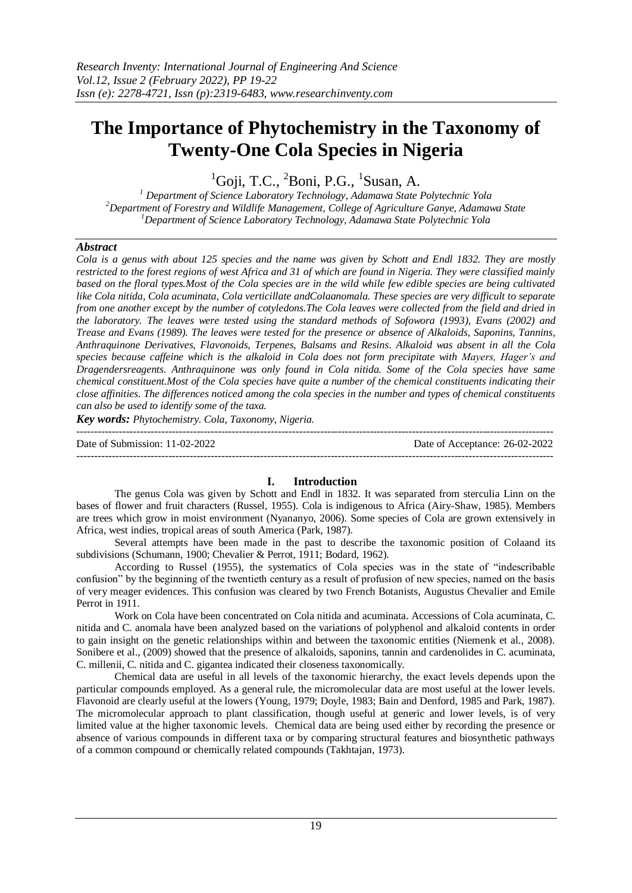# The Importance of Phytochemistry in the Taxonomy of Twenty-One Cola Species in Nigeria

[1]Goji, T.C., [2]Boni, P.G., [1]Susan, A.

[1] Department of Science Laboratory Technology, Adamawa State Polytechnic Yola
[2]Department of Forestry and Wildlife Management, College of Agriculture Ganye, Adamawa State
[1]Department of Science Laboratory Technology, Adamawa State Polytechnic Yola

## Abstract

*Cola is a genus with about 125 species and the name was given by Schott and Endl 1832. They are mostly restricted to the forest regions of west Africa and 31 of which are found in Nigeria. They were classified mainly based on the floral types.Most of the Cola species are in the wild while few edible species are being cultivated like Cola nitida, Cola acuminata, Cola verticillate andColaanomala. These species are very difficult to separate from one another except by the number of cotyledons.The Cola leaves were collected from the field and dried in the laboratory. The leaves were tested using the standard methods of Sofowora (1993), Evans (2002) and Trease and Evans (1989). The leaves were tested for the presence or absence of Alkaloids, Saponins, Tannins, Anthraquinone Derivatives, Flavonoids, Terpenes, Balsams and Resins. Alkaloid was absent in all the Cola species because caffeine which is the alkaloid in Cola does not form precipitate with Mayers, Hager's and Dragendersreagents. Anthraquinone was only found in Cola nitida. Some of the Cola species have same chemical constituent.Most of the Cola species have quite a number of the chemical constituents indicating their close affinities. The differences noticed among the cola species in the number and types of chemical constituents can also be used to identify some of the taxa.*

***Key words:*** *Phytochemistry. Cola, Taxonomy, Nigeria.*

---

Date of Submission: 11-02-2022 Date of Acceptance: 26-02-2022

---

## I. Introduction

The genus Cola was given by Schott and Endl in 1832. It was separated from sterculia Linn on the bases of flower and fruit characters (Russel, 1955). Cola is indigenous to Africa (Airy-Shaw, 1985). Members are trees which grow in moist environment (Nyananyo, 2006). Some species of Cola are grown extensively in Africa, west indies, tropical areas of south America (Park, 1987).

Several attempts have been made in the past to describe the taxonomic position of Colaand its subdivisions (Schumann, 1900; Chevalier & Perrot, 1911; Bodard, 1962).

According to Russel (1955), the systematics of Cola species was in the state of "indescribable confusion" by the beginning of the twentieth century as a result of profusion of new species, named on the basis of very meager evidences. This confusion was cleared by two French Botanists, Augustus Chevalier and Emile Perrot in 1911.

Work on Cola have been concentrated on Cola nitida and acuminata. Accessions of Cola acuminata, C. nitida and C. anomala have been analyzed based on the variations of polyphenol and alkaloid contents in order to gain insight on the genetic relationships within and between the taxonomic entities (Niemenk et al., 2008). Sonibere et al., (2009) showed that the presence of alkaloids, saponins, tannin and cardenolides in C. acuminata, C. millenii, C. nitida and C. gigantea indicated their closeness taxonomically.

Chemical data are useful in all levels of the taxonomic hierarchy, the exact levels depends upon the particular compounds employed. As a general rule, the micromolecular data are most useful at the lower levels. Flavonoid are clearly useful at the lowers (Young, 1979; Doyle, 1983; Bain and Denford, 1985 and Park, 1987). The micromolecular approach to plant classification, though useful at generic and lower levels, is of very limited value at the higher taxonomic levels. Chemical data are being used either by recording the presence or absence of various compounds in different taxa or by comparing structural features and biosynthetic pathways of a common compound or chemically related compounds (Takhtajan, 1973).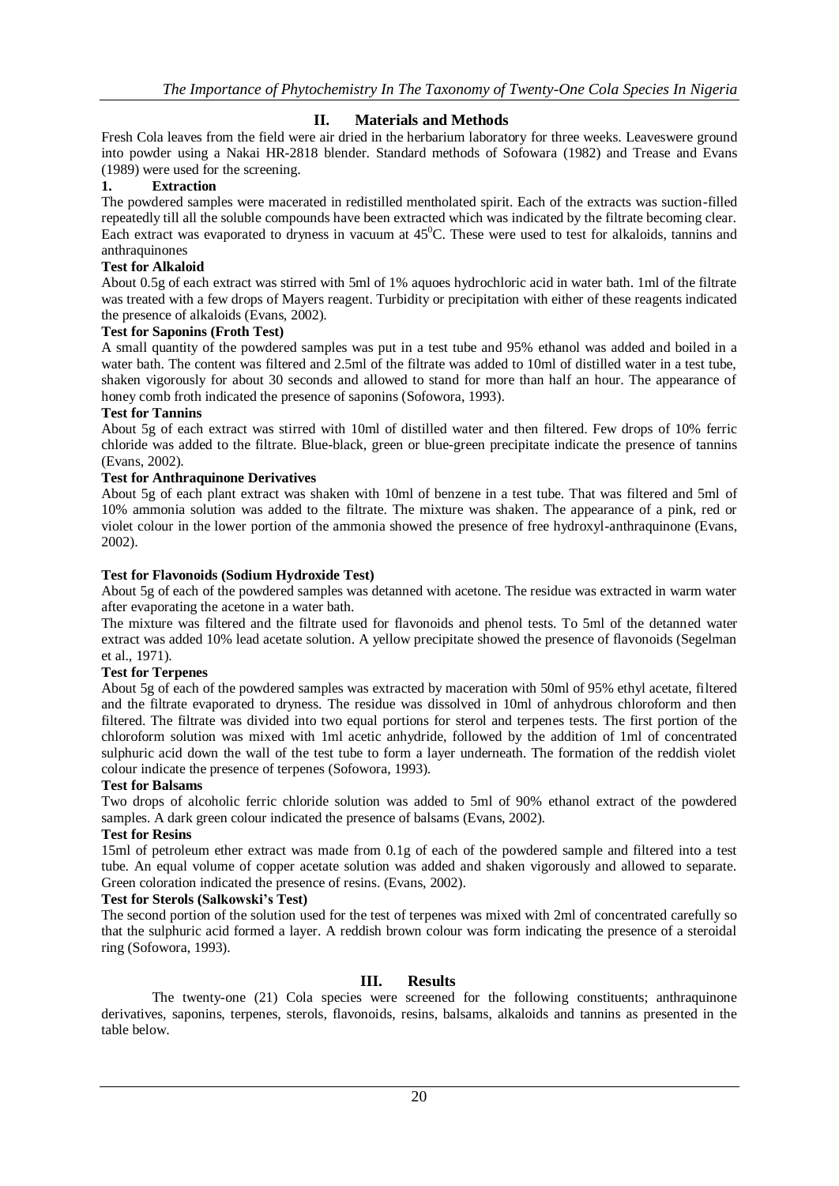## II. Materials and Methods

Fresh Cola leaves from the field were air dried in the herbarium laboratory for three weeks. Leaveswere ground into powder using a Nakai HR-2818 blender. Standard methods of Sofowara (1982) and Trease and Evans (1989) were used for the screening.

### 1. Extraction

The powdered samples were macerated in redistilled mentholated spirit. Each of the extracts was suction-filled repeatedly till all the soluble compounds have been extracted which was indicated by the filtrate becoming clear. Each extract was evaporated to dryness in vacuum at $45^0$C. These were used to test for alkaloids, tannins and anthraquinones

**Test for Alkaloid**

About 0.5g of each extract was stirred with 5ml of 1% aquoes hydrochloric acid in water bath. 1ml of the filtrate was treated with a few drops of Mayers reagent. Turbidity or precipitation with either of these reagents indicated the presence of alkaloids (Evans, 2002).

**Test for Saponins (Froth Test)**

A small quantity of the powdered samples was put in a test tube and 95% ethanol was added and boiled in a water bath. The content was filtered and 2.5ml of the filtrate was added to 10ml of distilled water in a test tube, shaken vigorously for about 30 seconds and allowed to stand for more than half an hour. The appearance of honey comb froth indicated the presence of saponins (Sofowora, 1993).

**Test for Tannins**

About 5g of each extract was stirred with 10ml of distilled water and then filtered. Few drops of 10% ferric chloride was added to the filtrate. Blue-black, green or blue-green precipitate indicate the presence of tannins (Evans, 2002).

**Test for Anthraquinone Derivatives**

About 5g of each plant extract was shaken with 10ml of benzene in a test tube. That was filtered and 5ml of 10% ammonia solution was added to the filtrate. The mixture was shaken. The appearance of a pink, red or violet colour in the lower portion of the ammonia showed the presence of free hydroxyl-anthraquinone (Evans, 2002).

**Test for Flavonoids (Sodium Hydroxide Test)**

About 5g of each of the powdered samples was detanned with acetone. The residue was extracted in warm water after evaporating the acetone in a water bath.

The mixture was filtered and the filtrate used for flavonoids and phenol tests. To 5ml of the detanned water extract was added 10% lead acetate solution. A yellow precipitate showed the presence of flavonoids (Segelman et al., 1971).

**Test for Terpenes**

About 5g of each of the powdered samples was extracted by maceration with 50ml of 95% ethyl acetate, filtered and the filtrate evaporated to dryness. The residue was dissolved in 10ml of anhydrous chloroform and then filtered. The filtrate was divided into two equal portions for sterol and terpenes tests. The first portion of the chloroform solution was mixed with 1ml acetic anhydride, followed by the addition of 1ml of concentrated sulphuric acid down the wall of the test tube to form a layer underneath. The formation of the reddish violet colour indicate the presence of terpenes (Sofowora, 1993).

**Test for Balsams**

Two drops of alcoholic ferric chloride solution was added to 5ml of 90% ethanol extract of the powdered samples. A dark green colour indicated the presence of balsams (Evans, 2002).

**Test for Resins**

15ml of petroleum ether extract was made from 0.1g of each of the powdered sample and filtered into a test tube. An equal volume of copper acetate solution was added and shaken vigorously and allowed to separate. Green coloration indicated the presence of resins. (Evans, 2002).

**Test for Sterols (Salkowski's Test)**

The second portion of the solution used for the test of terpenes was mixed with 2ml of concentrated carefully so that the sulphuric acid formed a layer. A reddish brown colour was form indicating the presence of a steroidal ring (Sofowora, 1993).

## III. Results

The twenty-one (21) Cola species were screened for the following constituents; anthraquinone derivatives, saponins, terpenes, sterols, flavonoids, resins, balsams, alkaloids and tannins as presented in the table below.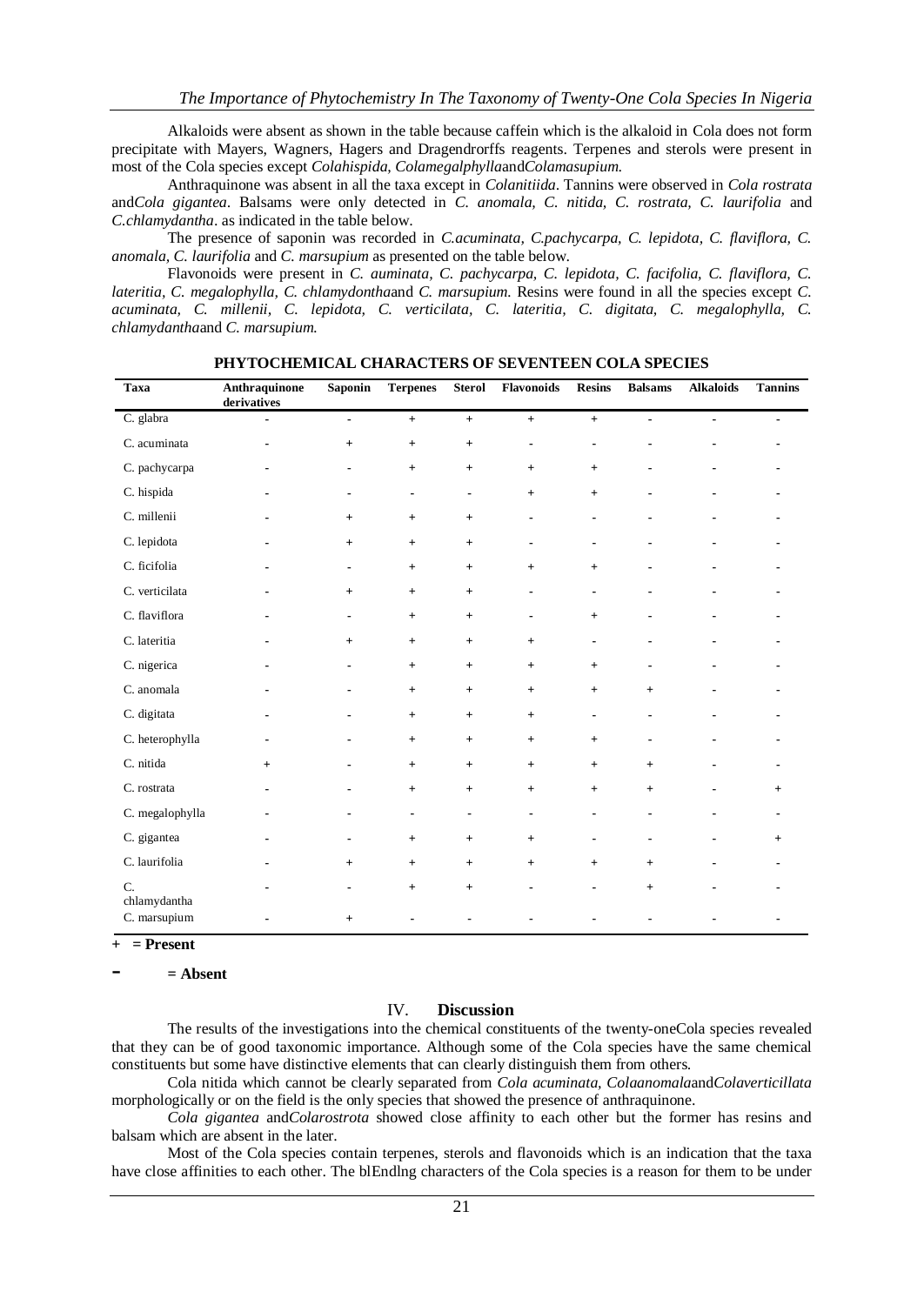Alkaloids were absent as shown in the table because caffein which is the alkaloid in Cola does not form precipitate with Mayers, Wagners, Hagers and Dragendrorffs reagents. Terpenes and sterols were present in most of the Cola species except *Colahispida, Colamegalphylla*and*Colamasupium.*

Anthraquinone was absent in all the taxa except in *Colanitiida*. Tannins were observed in *Cola rostrata* and*Cola gigantea*. Balsams were only detected in *C. anomala, C. nitida, C. rostrata, C. laurifolia* and *C.chlamydantha*. as indicated in the table below.

The presence of saponin was recorded in *C.acuminata, C.pachycarpa, C. lepidota, C. flaviflora, C. anomala, C. laurifolia* and *C. marsupium* as presented on the table below.

Flavonoids were present in *C. auminata, C. pachycarpa, C. lepidota, C. facifolia, C. flaviflora, C. lateritia, C. megalophylla, C. chlamydontha*and *C. marsupium.* Resins were found in all the species except *C. acuminata, C. millenii, C. lepidota, C. verticilata, C. lateritia, C. digitata, C. megalophylla, C. chlamydantha*and *C. marsupium.*

**PHYTOCHEMICAL CHARACTERS OF SEVENTEEN COLA SPECIES**

| Taxa | Anthraquinone derivatives | Saponin | Terpenes | Sterol | Flavonoids | Resins | Balsams | Alkaloids | Tannins |
|---|---|---|---|---|---|---|---|---|---|
| C. glabra | - | - | + | + | + | + | - | - | - |
| C. acuminata | - | + | + | + | - | - | - | - | - |
| C. pachycarpa | - | - | + | + | + | + | - | - | - |
| C. hispida | - | - | - | - | + | + | - | - | - |
| C. millenii | - | + | + | + | - | - | - | - | - |
| C. lepidota | - | + | + | + | - | - | - | - | - |
| C. ficifolia | - | - | + | + | + | + | - | - | - |
| C. verticilata | - | + | + | + | - | - | - | - | - |
| C. flaviflora | - | - | + | + | - | + | - | - | - |
| C. lateritia | - | + | + | + | + | - | - | - | - |
| C. nigerica | - | - | + | + | + | + | - | - | - |
| C. anomala | - | - | + | + | + | + | + | - | - |
| C. digitata | - | - | + | + | + | - | - | - | - |
| C. heterophylla | - | - | + | + | + | + | - | - | - |
| C. nitida | + | - | + | + | + | + | + | - | - |
| C. rostrata | - | - | + | + | + | + | + | - | + |
| C. megalophylla | - | - | - | - | - | - | - | - | - |
| C. gigantea | - | - | + | + | + | - | - | - | + |
| C. laurifolia | - | + | + | + | + | + | + | - | - |
| C. chlamydantha | - | - | + | + | - | - | + | - | - |
| C. marsupium | - | + | - | - | - | - | - | - | - |

**+ = Present**

**- = Absent**

## IV. Discussion

The results of the investigations into the chemical constituents of the twenty-oneCola species revealed that they can be of good taxonomic importance. Although some of the Cola species have the same chemical constituents but some have distinctive elements that can clearly distinguish them from others.

Cola nitida which cannot be clearly separated from *Cola acuminata, Colaanomala*and*Colaverticillata* morphologically or on the field is the only species that showed the presence of anthraquinone.

*Cola gigantea* and*Colarostrota* showed close affinity to each other but the former has resins and balsam which are absent in the later.

Most of the Cola species contain terpenes, sterols and flavonoids which is an indication that the taxa have close affinities to each other. The blEndlng characters of the Cola species is a reason for them to be under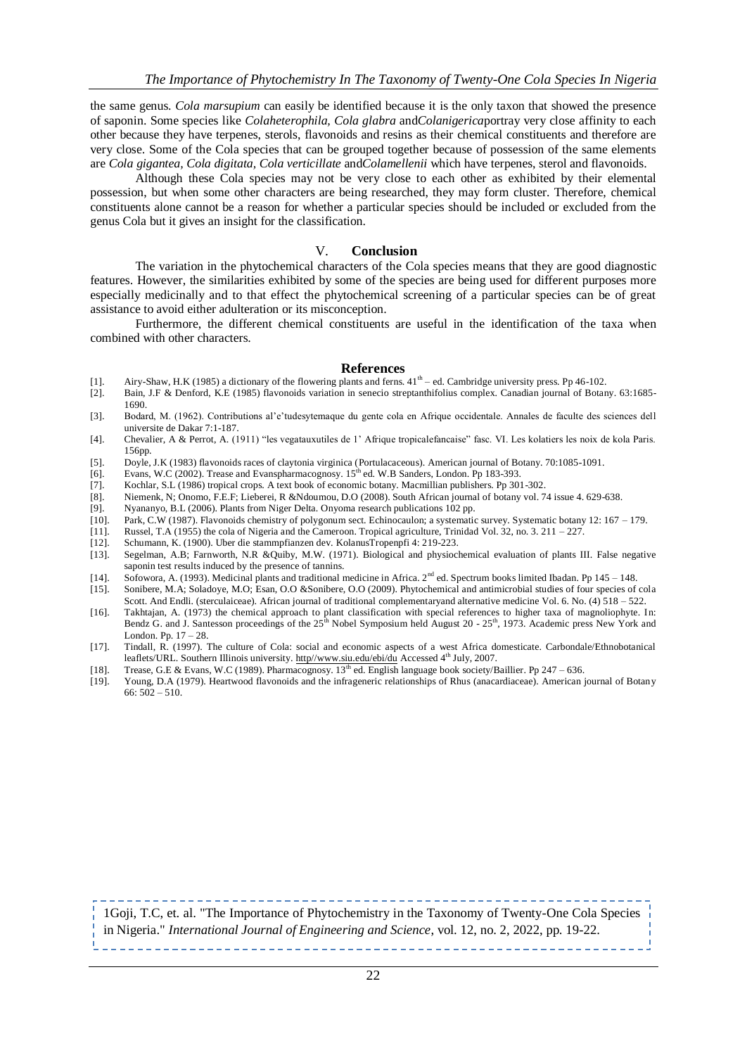the same genus. *Cola marsupium* can easily be identified because it is the only taxon that showed the presence of saponin. Some species like *Colaheterophila, Cola glabra* and*Colanigerica*portray very close affinity to each other because they have terpenes, sterols, flavonoids and resins as their chemical constituents and therefore are very close. Some of the Cola species that can be grouped together because of possession of the same elements are *Cola gigantea, Cola digitata, Cola verticillate* and*Colamellenii* which have terpenes, sterol and flavonoids.

Although these Cola species may not be very close to each other as exhibited by their elemental possession, but when some other characters are being researched, they may form cluster. Therefore, chemical constituents alone cannot be a reason for whether a particular species should be included or excluded from the genus Cola but it gives an insight for the classification.

## V. Conclusion

The variation in the phytochemical characters of the Cola species means that they are good diagnostic features. However, the similarities exhibited by some of the species are being used for different purposes more especially medicinally and to that effect the phytochemical screening of a particular species can be of great assistance to avoid either adulteration or its misconception.

Furthermore, the different chemical constituents are useful in the identification of the taxa when combined with other characters.

## References

[1]. Airy-Shaw, H.K (1985) a dictionary of the flowering plants and ferns. 41th – ed. Cambridge university press. Pp 46-102.

[2]. Bain, J.F & Denford, K.E (1985) flavonoids variation in senecio streptanthifolius complex. Canadian journal of Botany. 63:1685-1690.

[3]. Bodard, M. (1962). Contributions al'e'tudesytemaque du gente cola en Afrique occidentale. Annales de faculte des sciences dell universite de Dakar 7:1-187.

[4]. Chevalier, A & Perrot, A. (1911) "les vegatauxutiles de 1' Afrique tropicalefancaise" fasc. VI. Les kolatiers les noix de kola Paris. 156pp.

[5]. Doyle, J.K (1983) flavonoids races of claytonia virginica (Portulacaceous). American journal of Botany. 70:1085-1091.

[6]. Evans, W.C (2002). Trease and Evanspharmacognosy. 15th ed. W.B Sanders, London. Pp 183-393.

[7]. Kochlar, S.L (1986) tropical crops. A text book of economic botany. Macmillian publishers. Pp 301-302.

[8]. Niemenk, N; Onomo, F.E.F; Lieberei, R &Ndoumou, D.O (2008). South African journal of botany vol. 74 issue 4. 629-638.

[9]. Nyananyo, B.L (2006). Plants from Niger Delta. Onyoma research publications 102 pp.

[10]. Park, C.W (1987). Flavonoids chemistry of polygonum sect. Echinocaulon; a systematic survey. Systematic botany 12: 167 – 179.

[11]. Russel, T.A (1955) the cola of Nigeria and the Cameroon. Tropical agriculture, Trinidad Vol. 32, no. 3. 211 – 227.

[12]. Schumann, K. (1900). Uber die stammpfianzen dev. KolanusTropenpfi 4: 219-223.

[13]. Segelman, A.B; Farnworth, N.R &Quiby, M.W. (1971). Biological and physiochemical evaluation of plants III. False negative saponin test results induced by the presence of tannins.

[14]. Sofowora, A. (1993). Medicinal plants and traditional medicine in Africa. 2nd ed. Spectrum books limited Ibadan. Pp 145 – 148.

[15]. Sonibere, M.A; Soladoye, M.O; Esan, O.O &Sonibere, O.O (2009). Phytochemical and antimicrobial studies of four species of cola Scott. And Endli. (sterculaiceae). African journal of traditional complementaryand alternative medicine Vol. 6. No. (4) 518 – 522.

[16]. Takhtajan, A. (1973) the chemical approach to plant classification with special references to higher taxa of magnoliophyte. In: Bendz G. and J. Santesson proceedings of the 25th Nobel Symposium held August 20 - 25th, 1973. Academic press New York and London. Pp. 17 – 28.

[17]. Tindall, R. (1997). The culture of Cola: social and economic aspects of a west Africa domesticate. Carbondale/Ethnobotanical leaflets/URL. Southern Illinois university. http//www.siu.edu/ebi/du Accessed 4th July, 2007.

[18]. Trease, G.E & Evans, W.C (1989). Pharmacognosy. 13th ed. English language book society/Baillier. Pp 247 – 636.

[19]. Young, D.A (1979). Heartwood flavonoids and the infrageneric relationships of Rhus (anacardiaceae). American journal of Botany 66: 502 – 510.

1Goji, T.C, et. al. "The Importance of Phytochemistry in the Taxonomy of Twenty-One Cola Species in Nigeria." *International Journal of Engineering and Science*, vol. 12, no. 2, 2022, pp. 19-22.